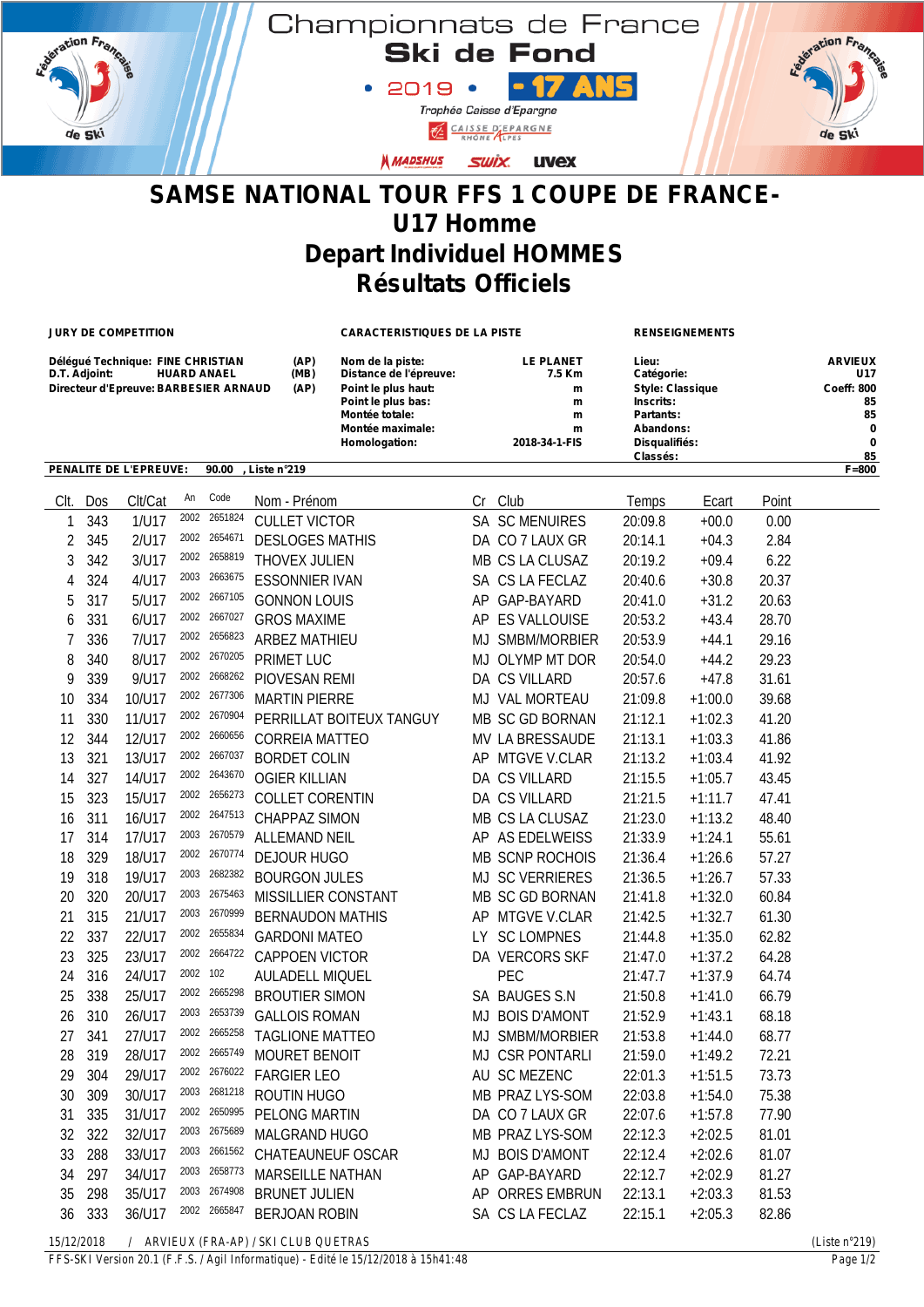# Championnats de France Ski de Fond

**2019 • - 17 ANS**

*Trophée Caisse d'Epargne*

# SAMSE NATIONAL TOUR FFS 1 COUPE DE FRANCE-
# U17 Homme
# Depart Individuel HOMMES
# Résultats Officiels

**JURY DE COMPETITION**

Délégué Technique: FINE CHRISTIAN (AP)
D.T. Adjoint: HUARD ANAEL (MB)
Directeur d'Epreuve: BARBESIER ARNAUD (AP)

**CARACTERISTIQUES DE LA PISTE**

Nom de la piste: LE PLANET
Distance de l'épreuve: 7.5 Km
Point le plus haut: m
Point le plus bas: m
Montée totale: m
Montée maximale: m
Homologation: 2018-34-1-FIS

**RENSEIGNEMENTS**

Lieu: ARVIEUX
Catégorie: U17
Style: Classique Coeff: 800
Inscrits: 85
Partants: 85
Abandons: 0
Disqualifiés: 0
Classés: 85

**PENALITE DE L'EPREUVE:** 90.00 , Liste n°219 F=800

| Clt. | Dos | Clt/Cat | An | Code | Nom - Prénom | Cr | Club | Temps | Ecart | Point |
|---|---|---|---|---|---|---|---|---|---|---|
| 1 | 343 | 1/U17 | 2002 | 2651824 | CULLET VICTOR | SA | SC MENUIRES | 20:09.8 | +00.0 | 0.00 |
| 2 | 345 | 2/U17 | 2002 | 2654671 | DESLOGES MATHIS | DA | CO 7 LAUX GR | 20:14.1 | +04.3 | 2.84 |
| 3 | 342 | 3/U17 | 2002 | 2658819 | THOVEX JULIEN | MB | CS LA CLUSAZ | 20:19.2 | +09.4 | 6.22 |
| 4 | 324 | 4/U17 | 2003 | 2663675 | ESSONNIER IVAN | SA | CS LA FECLAZ | 20:40.6 | +30.8 | 20.37 |
| 5 | 317 | 5/U17 | 2002 | 2667105 | GONNON LOUIS | AP | GAP-BAYARD | 20:41.0 | +31.2 | 20.63 |
| 6 | 331 | 6/U17 | 2002 | 2667027 | GROS MAXIME | AP | ES VALLOUISE | 20:53.2 | +43.4 | 28.70 |
| 7 | 336 | 7/U17 | 2002 | 2656823 | ARBEZ MATHIEU | MJ | SMBM/MORBIER | 20:53.9 | +44.1 | 29.16 |
| 8 | 340 | 8/U17 | 2002 | 2670205 | PRIMET LUC | MJ | OLYMP MT DOR | 20:54.0 | +44.2 | 29.23 |
| 9 | 339 | 9/U17 | 2002 | 2668262 | PIOVESAN REMI | DA | CS VILLARD | 20:57.6 | +47.8 | 31.61 |
| 10 | 334 | 10/U17 | 2002 | 2677306 | MARTIN PIERRE | MJ | VAL MORTEAU | 21:09.8 | +1:00.0 | 39.68 |
| 11 | 330 | 11/U17 | 2002 | 2670904 | PERRILLAT BOITEUX TANGUY | MB | SC GD BORNAN | 21:12.1 | +1:02.3 | 41.20 |
| 12 | 344 | 12/U17 | 2002 | 2660656 | CORREIA MATTEO | MV | LA BRESSAUDE | 21:13.1 | +1:03.3 | 41.86 |
| 13 | 321 | 13/U17 | 2002 | 2667037 | BORDET COLIN | AP | MTGVE V.CLAR | 21:13.2 | +1:03.4 | 41.92 |
| 14 | 327 | 14/U17 | 2002 | 2643670 | OGIER KILLIAN | DA | CS VILLARD | 21:15.5 | +1:05.7 | 43.45 |
| 15 | 323 | 15/U17 | 2002 | 2656273 | COLLET CORENTIN | DA | CS VILLARD | 21:21.5 | +1:11.7 | 47.41 |
| 16 | 311 | 16/U17 | 2002 | 2647513 | CHAPPAZ SIMON | MB | CS LA CLUSAZ | 21:23.0 | +1:13.2 | 48.40 |
| 17 | 314 | 17/U17 | 2003 | 2670579 | ALLEMAND NEIL | AP | AS EDELWEISS | 21:33.9 | +1:24.1 | 55.61 |
| 18 | 329 | 18/U17 | 2002 | 2670774 | DEJOUR HUGO | MB | SCNP ROCHOIS | 21:36.4 | +1:26.6 | 57.27 |
| 19 | 318 | 19/U17 | 2003 | 2682382 | BOURGON JULES | MJ | SC VERRIERES | 21:36.5 | +1:26.7 | 57.33 |
| 20 | 320 | 20/U17 | 2003 | 2675463 | MISSILLIER CONSTANT | MB | SC GD BORNAN | 21:41.8 | +1:32.0 | 60.84 |
| 21 | 315 | 21/U17 | 2003 | 2670999 | BERNAUDON MATHIS | AP | MTGVE V.CLAR | 21:42.5 | +1:32.7 | 61.30 |
| 22 | 337 | 22/U17 | 2002 | 2655834 | GARDONI MATEO | LY | SC LOMPNES | 21:44.8 | +1:35.0 | 62.82 |
| 23 | 325 | 23/U17 | 2002 | 2664722 | CAPPOEN VICTOR | DA | VERCORS SKF | 21:47.0 | +1:37.2 | 64.28 |
| 24 | 316 | 24/U17 | 2002 | 102 | AULADELL MIQUEL | | PEC | 21:47.7 | +1:37.9 | 64.74 |
| 25 | 338 | 25/U17 | 2002 | 2665298 | BROUTIER SIMON | SA | BAUGES S.N | 21:50.8 | +1:41.0 | 66.79 |
| 26 | 310 | 26/U17 | 2003 | 2653739 | GALLOIS ROMAN | MJ | BOIS D'AMONT | 21:52.9 | +1:43.1 | 68.18 |
| 27 | 341 | 27/U17 | 2002 | 2665258 | TAGLIONE MATTEO | MJ | SMBM/MORBIER | 21:53.8 | +1:44.0 | 68.77 |
| 28 | 319 | 28/U17 | 2002 | 2665749 | MOURET BENOIT | MJ | CSR PONTARLI | 21:59.0 | +1:49.2 | 72.21 |
| 29 | 304 | 29/U17 | 2002 | 2676022 | FARGIER LEO | AU | SC MEZENC | 22:01.3 | +1:51.5 | 73.73 |
| 30 | 309 | 30/U17 | 2003 | 2681218 | ROUTIN HUGO | MB | PRAZ LYS-SOM | 22:03.8 | +1:54.0 | 75.38 |
| 31 | 335 | 31/U17 | 2002 | 2650995 | PELONG MARTIN | DA | CO 7 LAUX GR | 22:07.6 | +1:57.8 | 77.90 |
| 32 | 322 | 32/U17 | 2003 | 2675689 | MALGRAND HUGO | MB | PRAZ LYS-SOM | 22:12.3 | +2:02.5 | 81.01 |
| 33 | 288 | 33/U17 | 2003 | 2661562 | CHATEAUNEUF OSCAR | MJ | BOIS D'AMONT | 22:12.4 | +2:02.6 | 81.07 |
| 34 | 297 | 34/U17 | 2003 | 2658773 | MARSEILLE NATHAN | AP | GAP-BAYARD | 22:12.7 | +2:02.9 | 81.27 |
| 35 | 298 | 35/U17 | 2003 | 2674908 | BRUNET JULIEN | AP | ORRES EMBRUN | 22:13.1 | +2:03.3 | 81.53 |
| 36 | 333 | 36/U17 | 2002 | 2665847 | BERJOAN ROBIN | SA | CS LA FECLAZ | 22:15.1 | +2:05.3 | 82.86 |

15/12/2018 / ARVIEUX (FRA-AP) / SKI CLUB QUETRAS (Liste n°219)
FFS-SKI Version 20.1 (F.F.S. / Agil Informatique) - Edité le 15/12/2018 à 15h41:48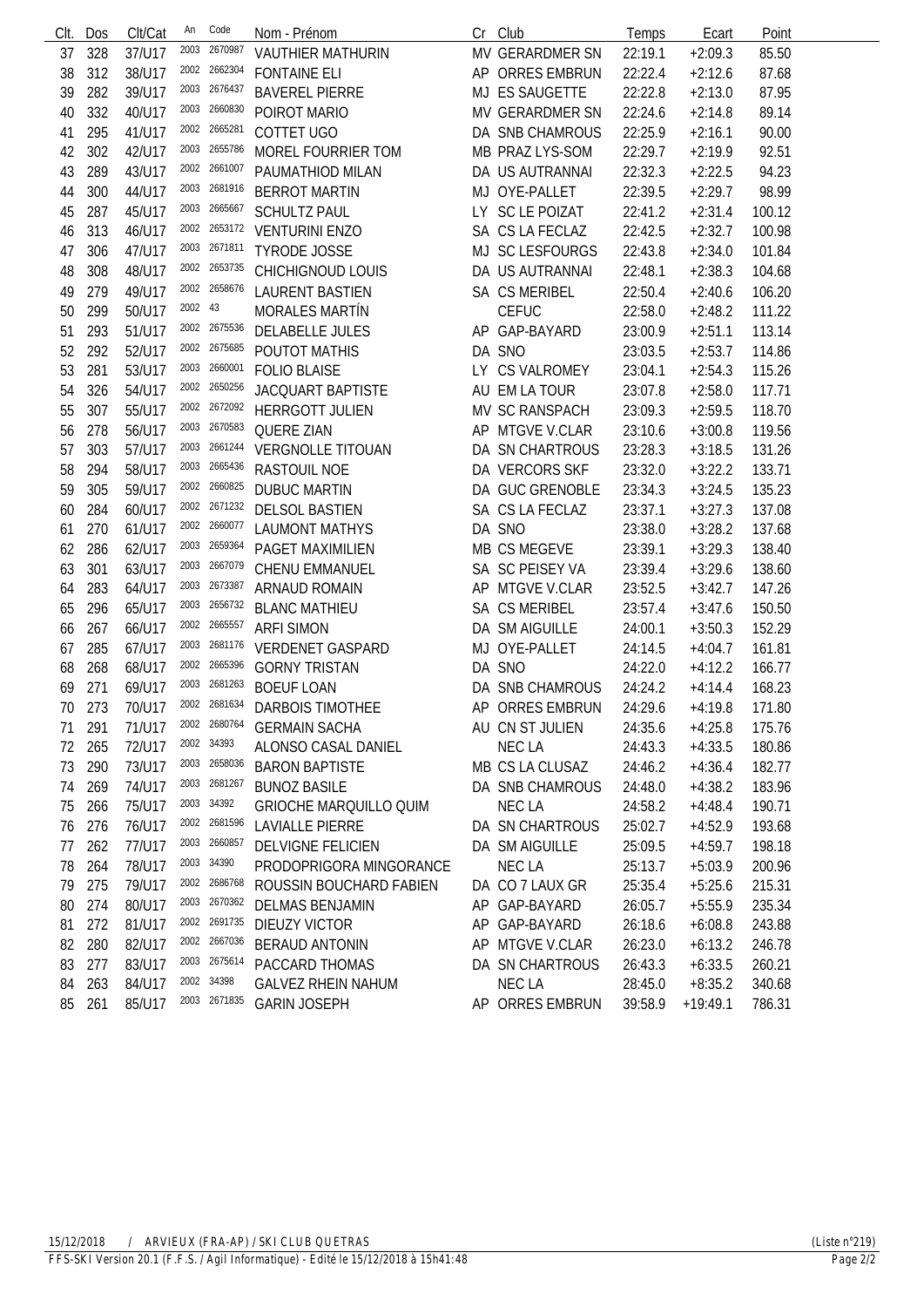| Clt. | Dos | Clt/Cat | An | Code | Nom - Prénom | Cr | Club | Temps | Ecart | Point |
|---|---|---|---|---|---|---|---|---|---|---|
| 37 | 328 | 37/U17 | 2003 | 2670987 | VAUTHIER MATHURIN | MV | GERARDMER SN | 22:19.1 | +2:09.3 | 85.50 |
| 38 | 312 | 38/U17 | 2002 | 2662304 | FONTAINE ELI | AP | ORRES EMBRUN | 22:22.4 | +2:12.6 | 87.68 |
| 39 | 282 | 39/U17 | 2003 | 2676437 | BAVEREL PIERRE | MJ | ES SAUGETTE | 22:22.8 | +2:13.0 | 87.95 |
| 40 | 332 | 40/U17 | 2003 | 2660830 | POIROT MARIO | MV | GERARDMER SN | 22:24.6 | +2:14.8 | 89.14 |
| 41 | 295 | 41/U17 | 2002 | 2665281 | COTTET UGO | DA | SNB CHAMROUS | 22:25.9 | +2:16.1 | 90.00 |
| 42 | 302 | 42/U17 | 2003 | 2655786 | MOREL FOURRIER TOM | MB | PRAZ LYS-SOM | 22:29.7 | +2:19.9 | 92.51 |
| 43 | 289 | 43/U17 | 2002 | 2661007 | PAUMATHIOD MILAN | DA | US AUTRANNAI | 22:32.3 | +2:22.5 | 94.23 |
| 44 | 300 | 44/U17 | 2003 | 2681916 | BERROT MARTIN | MJ | OYE-PALLET | 22:39.5 | +2:29.7 | 98.99 |
| 45 | 287 | 45/U17 | 2003 | 2665667 | SCHULTZ PAUL | LY | SC LE POIZAT | 22:41.2 | +2:31.4 | 100.12 |
| 46 | 313 | 46/U17 | 2002 | 2653172 | VENTURINI ENZO | SA | CS LA FECLAZ | 22:42.5 | +2:32.7 | 100.98 |
| 47 | 306 | 47/U17 | 2003 | 2671811 | TYRODE JOSSE | MJ | SC LESFOURGS | 22:43.8 | +2:34.0 | 101.84 |
| 48 | 308 | 48/U17 | 2002 | 2653735 | CHICHIGNOUD LOUIS | DA | US AUTRANNAI | 22:48.1 | +2:38.3 | 104.68 |
| 49 | 279 | 49/U17 | 2002 | 2658676 | LAURENT BASTIEN | SA | CS MERIBEL | 22:50.4 | +2:40.6 | 106.20 |
| 50 | 299 | 50/U17 | 2002 | 43 | MORALES MARTÍN | | CEFUC | 22:58.0 | +2:48.2 | 111.22 |
| 51 | 293 | 51/U17 | 2002 | 2675536 | DELABELLE JULES | AP | GAP-BAYARD | 23:00.9 | +2:51.1 | 113.14 |
| 52 | 292 | 52/U17 | 2002 | 2675685 | POUTOT MATHIS | DA | SNO | 23:03.5 | +2:53.7 | 114.86 |
| 53 | 281 | 53/U17 | 2003 | 2660001 | FOLIO BLAISE | LY | CS VALROMEY | 23:04.1 | +2:54.3 | 115.26 |
| 54 | 326 | 54/U17 | 2002 | 2650256 | JACQUART BAPTISTE | AU | EM LA TOUR | 23:07.8 | +2:58.0 | 117.71 |
| 55 | 307 | 55/U17 | 2002 | 2672092 | HERRGOTT JULIEN | MV | SC RANSPACH | 23:09.3 | +2:59.5 | 118.70 |
| 56 | 278 | 56/U17 | 2003 | 2670583 | QUERE ZIAN | AP | MTGVE V.CLAR | 23:10.6 | +3:00.8 | 119.56 |
| 57 | 303 | 57/U17 | 2003 | 2661244 | VERGNOLLE TITOUAN | DA | SN CHARTROUS | 23:28.3 | +3:18.5 | 131.26 |
| 58 | 294 | 58/U17 | 2003 | 2665436 | RASTOUIL NOE | DA | VERCORS SKF | 23:32.0 | +3:22.2 | 133.71 |
| 59 | 305 | 59/U17 | 2002 | 2660825 | DUBUC MARTIN | DA | GUC GRENOBLE | 23:34.3 | +3:24.5 | 135.23 |
| 60 | 284 | 60/U17 | 2002 | 2671232 | DELSOL BASTIEN | SA | CS LA FECLAZ | 23:37.1 | +3:27.3 | 137.08 |
| 61 | 270 | 61/U17 | 2002 | 2660077 | LAUMONT MATHYS | DA | SNO | 23:38.0 | +3:28.2 | 137.68 |
| 62 | 286 | 62/U17 | 2003 | 2659364 | PAGET MAXIMILIEN | MB | CS MEGEVE | 23:39.1 | +3:29.3 | 138.40 |
| 63 | 301 | 63/U17 | 2003 | 2667079 | CHENU EMMANUEL | SA | SC PEISEY VA | 23:39.4 | +3:29.6 | 138.60 |
| 64 | 283 | 64/U17 | 2003 | 2673387 | ARNAUD ROMAIN | AP | MTGVE V.CLAR | 23:52.5 | +3:42.7 | 147.26 |
| 65 | 296 | 65/U17 | 2003 | 2656732 | BLANC MATHIEU | SA | CS MERIBEL | 23:57.4 | +3:47.6 | 150.50 |
| 66 | 267 | 66/U17 | 2002 | 2665557 | ARFI SIMON | DA | SM AIGUILLE | 24:00.1 | +3:50.3 | 152.29 |
| 67 | 285 | 67/U17 | 2003 | 2681176 | VERDENET GASPARD | MJ | OYE-PALLET | 24:14.5 | +4:04.7 | 161.81 |
| 68 | 268 | 68/U17 | 2002 | 2665396 | GORNY TRISTAN | DA | SNO | 24:22.0 | +4:12.2 | 166.77 |
| 69 | 271 | 69/U17 | 2003 | 2681263 | BOEUF LOAN | DA | SNB CHAMROUS | 24:24.2 | +4:14.4 | 168.23 |
| 70 | 273 | 70/U17 | 2002 | 2681634 | DARBOIS TIMOTHEE | AP | ORRES EMBRUN | 24:29.6 | +4:19.8 | 171.80 |
| 71 | 291 | 71/U17 | 2002 | 2680764 | GERMAIN SACHA | AU | CN ST JULIEN | 24:35.6 | +4:25.8 | 175.76 |
| 72 | 265 | 72/U17 | 2002 | 34393 | ALONSO CASAL DANIEL | | NEC LA | 24:43.3 | +4:33.5 | 180.86 |
| 73 | 290 | 73/U17 | 2003 | 2658036 | BARON BAPTISTE | MB | CS LA CLUSAZ | 24:46.2 | +4:36.4 | 182.77 |
| 74 | 269 | 74/U17 | 2003 | 2681267 | BUNOZ BASILE | DA | SNB CHAMROUS | 24:48.0 | +4:38.2 | 183.96 |
| 75 | 266 | 75/U17 | 2003 | 34392 | GRIOCHE MARQUILLO QUIM | | NEC LA | 24:58.2 | +4:48.4 | 190.71 |
| 76 | 276 | 76/U17 | 2002 | 2681596 | LAVIALLE PIERRE | DA | SN CHARTROUS | 25:02.7 | +4:52.9 | 193.68 |
| 77 | 262 | 77/U17 | 2003 | 2660857 | DELVIGNE FELICIEN | DA | SM AIGUILLE | 25:09.5 | +4:59.7 | 198.18 |
| 78 | 264 | 78/U17 | 2003 | 34390 | PRODOPRIGORA MINGORANCE | | NEC LA | 25:13.7 | +5:03.9 | 200.96 |
| 79 | 275 | 79/U17 | 2002 | 2686768 | ROUSSIN BOUCHARD FABIEN | DA | CO 7 LAUX GR | 25:35.4 | +5:25.6 | 215.31 |
| 80 | 274 | 80/U17 | 2003 | 2670362 | DELMAS BENJAMIN | AP | GAP-BAYARD | 26:05.7 | +5:55.9 | 235.34 |
| 81 | 272 | 81/U17 | 2002 | 2691735 | DIEUZY VICTOR | AP | GAP-BAYARD | 26:18.6 | +6:08.8 | 243.88 |
| 82 | 280 | 82/U17 | 2002 | 2667036 | BERAUD ANTONIN | AP | MTGVE V.CLAR | 26:23.0 | +6:13.2 | 246.78 |
| 83 | 277 | 83/U17 | 2003 | 2675614 | PACCARD THOMAS | DA | SN CHARTROUS | 26:43.3 | +6:33.5 | 260.21 |
| 84 | 263 | 84/U17 | 2002 | 34398 | GALVEZ RHEIN NAHUM | | NEC LA | 28:45.0 | +8:35.2 | 340.68 |
| 85 | 261 | 85/U17 | 2003 | 2671835 | GARIN JOSEPH | AP | ORRES EMBRUN | 39:58.9 | +19:49.1 | 786.31 |

15/12/2018 / ARVIEUX (FRA-AP) / SKI CLUB QUETRAS (Liste n°219)

FFS-SKI Version 20.1 (F.F.S. / Agil Informatique) - Edité le 15/12/2018 à 15h41:48